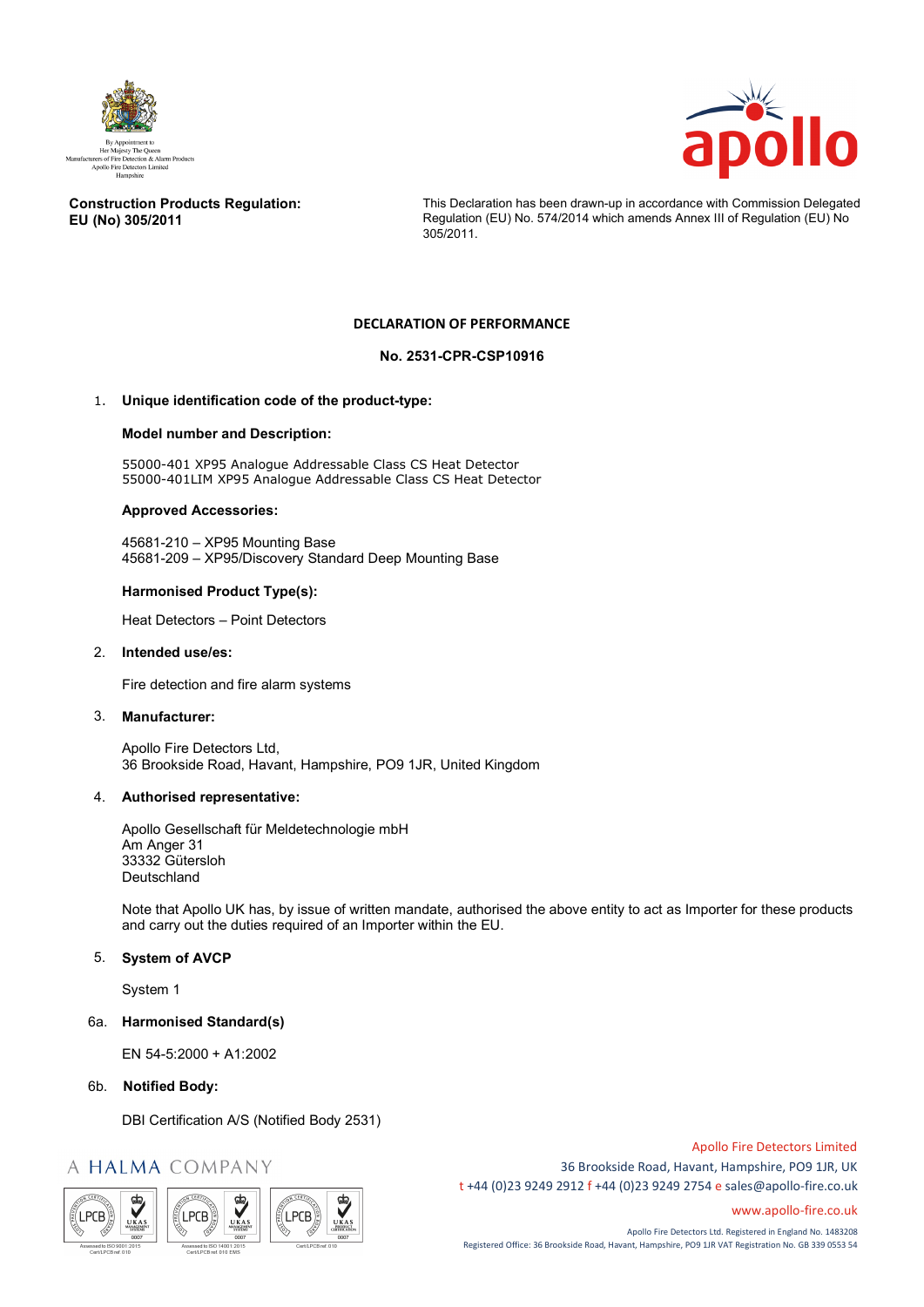By Appointment to
Her Majesty The Queen
Manufacturers of Fire Detection & Alarm Products
Apollo Fire Detectors Limited
Hampshire

**Construction Products Regulation:**
**EU (No) 305/2011**

This Declaration has been drawn-up in accordance with Commission Delegated Regulation (EU) No. 574/2014 which amends Annex III of Regulation (EU) No 305/2011.

## DECLARATION OF PERFORMANCE

## No. 2531-CPR-CSP10916

1. **Unique identification code of the product-type:**

   **Model number and Description:**

   55000-401 XP95 Analogue Addressable Class CS Heat Detector
   55000-401LIM XP95 Analogue Addressable Class CS Heat Detector

   **Approved Accessories:**

   45681-210 – XP95 Mounting Base
   45681-209 – XP95/Discovery Standard Deep Mounting Base

   **Harmonised Product Type(s):**

   Heat Detectors – Point Detectors

2. **Intended use/es:**

   Fire detection and fire alarm systems

3. **Manufacturer:**

   Apollo Fire Detectors Ltd,
   36 Brookside Road, Havant, Hampshire, PO9 1JR, United Kingdom

4. **Authorised representative:**

   Apollo Gesellschaft für Meldetechnologie mbH
   Am Anger 31
   33332 Gütersloh
   Deutschland

   Note that Apollo UK has, by issue of written mandate, authorised the above entity to act as Importer for these products and carry out the duties required of an Importer within the EU.

5. **System of AVCP**

   System 1

6a. **Harmonised Standard(s)**

   EN 54-5:2000 + A1:2002

6b. **Notified Body:**

   DBI Certification A/S (Notified Body 2531)

A HALMA COMPANY

Apollo Fire Detectors Limited
36 Brookside Road, Havant, Hampshire, PO9 1JR, UK
t +44 (0)23 9249 2912 f +44 (0)23 9249 2754 e sales@apollo-fire.co.uk
www.apollo-fire.co.uk

Apollo Fire Detectors Ltd. Registered in England No. 1483208
Registered Office: 36 Brookside Road, Havant, Hampshire, PO9 1JR VAT Registration No. GB 339 0553 54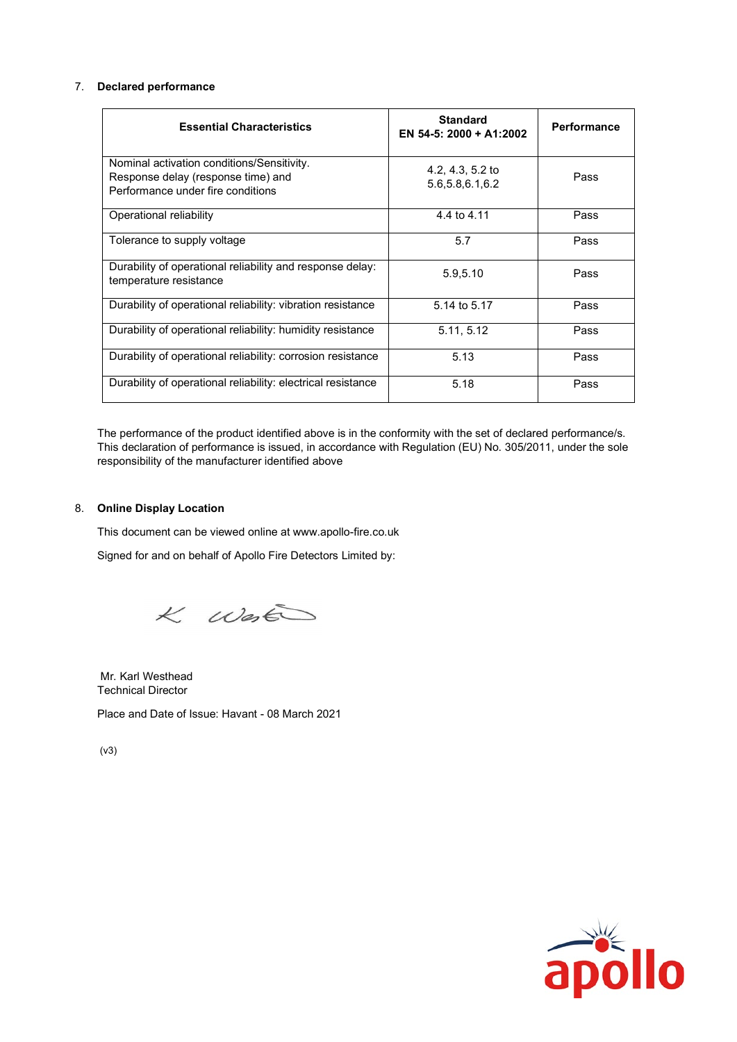7. **Declared performance**

| Essential Characteristics | Standard EN 54-5: 2000 + A1:2002 | Performance |
|---|---|---|
| Nominal activation conditions/Sensitivity. Response delay (response time) and Performance under fire conditions | 4.2, 4.3, 5.2 to 5.6,5.8,6.1,6.2 | Pass |
| Operational reliability | 4.4 to 4.11 | Pass |
| Tolerance to supply voltage | 5.7 | Pass |
| Durability of operational reliability and response delay: temperature resistance | 5.9,5.10 | Pass |
| Durability of operational reliability: vibration resistance | 5.14 to 5.17 | Pass |
| Durability of operational reliability: humidity resistance | 5.11, 5.12 | Pass |
| Durability of operational reliability: corrosion resistance | 5.13 | Pass |
| Durability of operational reliability: electrical resistance | 5.18 | Pass |

The performance of the product identified above is in the conformity with the set of declared performance/s. This declaration of performance is issued, in accordance with Regulation (EU) No. 305/2011, under the sole responsibility of the manufacturer identified above

8. **Online Display Location**

This document can be viewed online at www.apollo-fire.co.uk

Signed for and on behalf of Apollo Fire Detectors Limited by:

Mr. Karl Westhead
Technical Director

Place and Date of Issue: Havant - 08 March 2021

(v3)